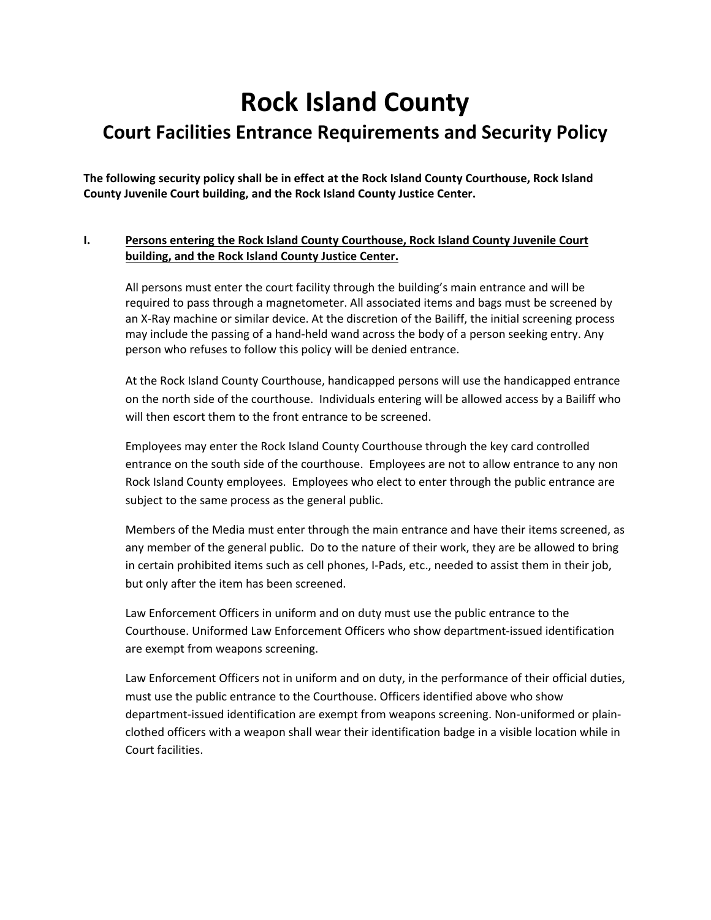# Rock Island County

## Court Facilities Entrance Requirements and Security Policy

**The following security policy shall be in effect at the Rock Island County Courthouse, Rock Island County Juvenile Court building, and the Rock Island County Justice Center.**

### I. Persons entering the Rock Island County Courthouse, Rock Island County Juvenile Court building, and the Rock Island County Justice Center.

All persons must enter the court facility through the building's main entrance and will be required to pass through a magnetometer. All associated items and bags must be screened by an X-Ray machine or similar device. At the discretion of the Bailiff, the initial screening process may include the passing of a hand-held wand across the body of a person seeking entry. Any person who refuses to follow this policy will be denied entrance.

At the Rock Island County Courthouse, handicapped persons will use the handicapped entrance on the north side of the courthouse. Individuals entering will be allowed access by a Bailiff who will then escort them to the front entrance to be screened.

Employees may enter the Rock Island County Courthouse through the key card controlled entrance on the south side of the courthouse. Employees are not to allow entrance to any non Rock Island County employees. Employees who elect to enter through the public entrance are subject to the same process as the general public.

Members of the Media must enter through the main entrance and have their items screened, as any member of the general public. Do to the nature of their work, they are be allowed to bring in certain prohibited items such as cell phones, I-Pads, etc., needed to assist them in their job, but only after the item has been screened.

Law Enforcement Officers in uniform and on duty must use the public entrance to the Courthouse. Uniformed Law Enforcement Officers who show department-issued identification are exempt from weapons screening.

Law Enforcement Officers not in uniform and on duty, in the performance of their official duties, must use the public entrance to the Courthouse. Officers identified above who show department-issued identification are exempt from weapons screening. Non-uniformed or plain-clothed officers with a weapon shall wear their identification badge in a visible location while in Court facilities.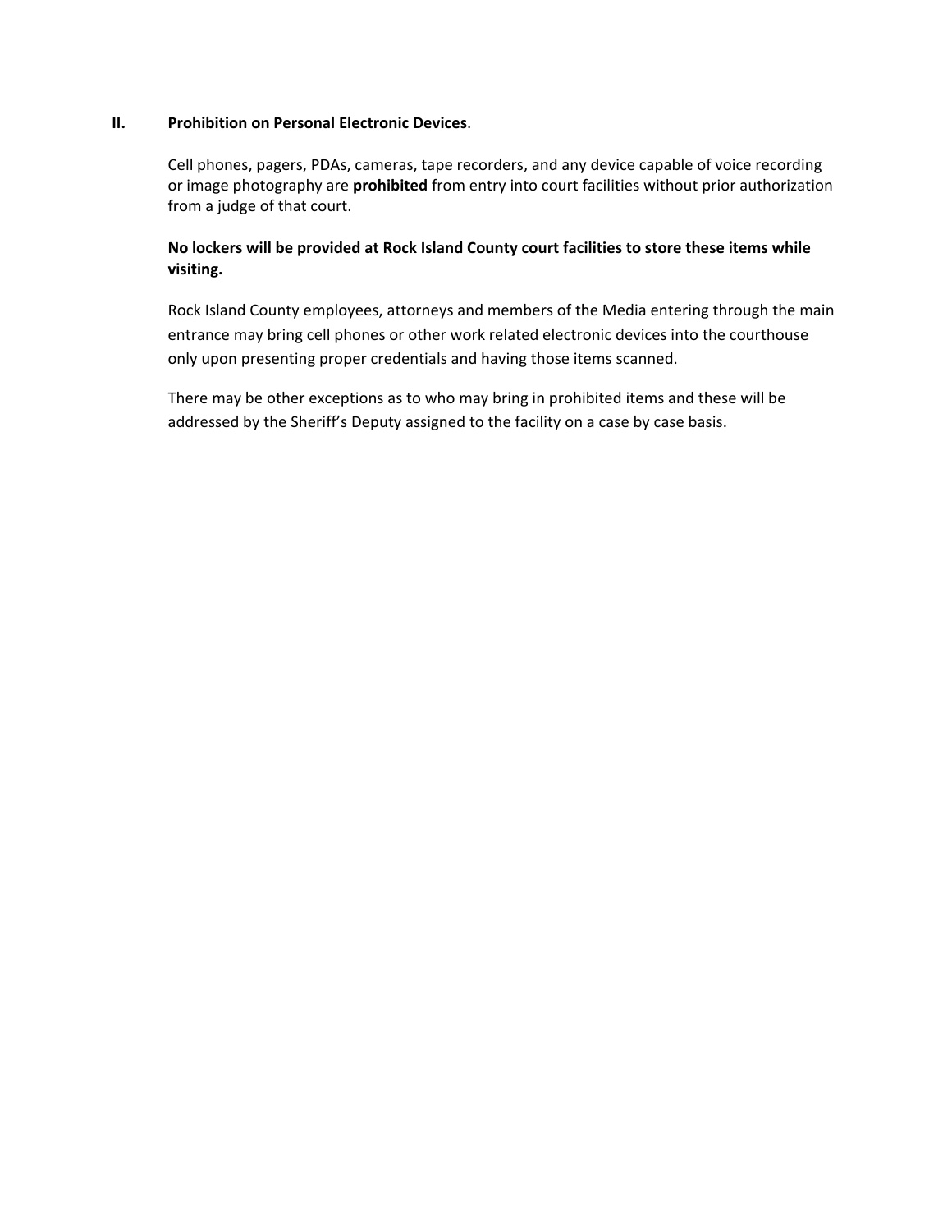## II. <u>Prohibition on Personal Electronic Devices</u>.

Cell phones, pagers, PDAs, cameras, tape recorders, and any device capable of voice recording or image photography are **prohibited** from entry into court facilities without prior authorization from a judge of that court.

**No lockers will be provided at Rock Island County court facilities to store these items while visiting.**

Rock Island County employees, attorneys and members of the Media entering through the main entrance may bring cell phones or other work related electronic devices into the courthouse only upon presenting proper credentials and having those items scanned.

There may be other exceptions as to who may bring in prohibited items and these will be addressed by the Sheriff's Deputy assigned to the facility on a case by case basis.